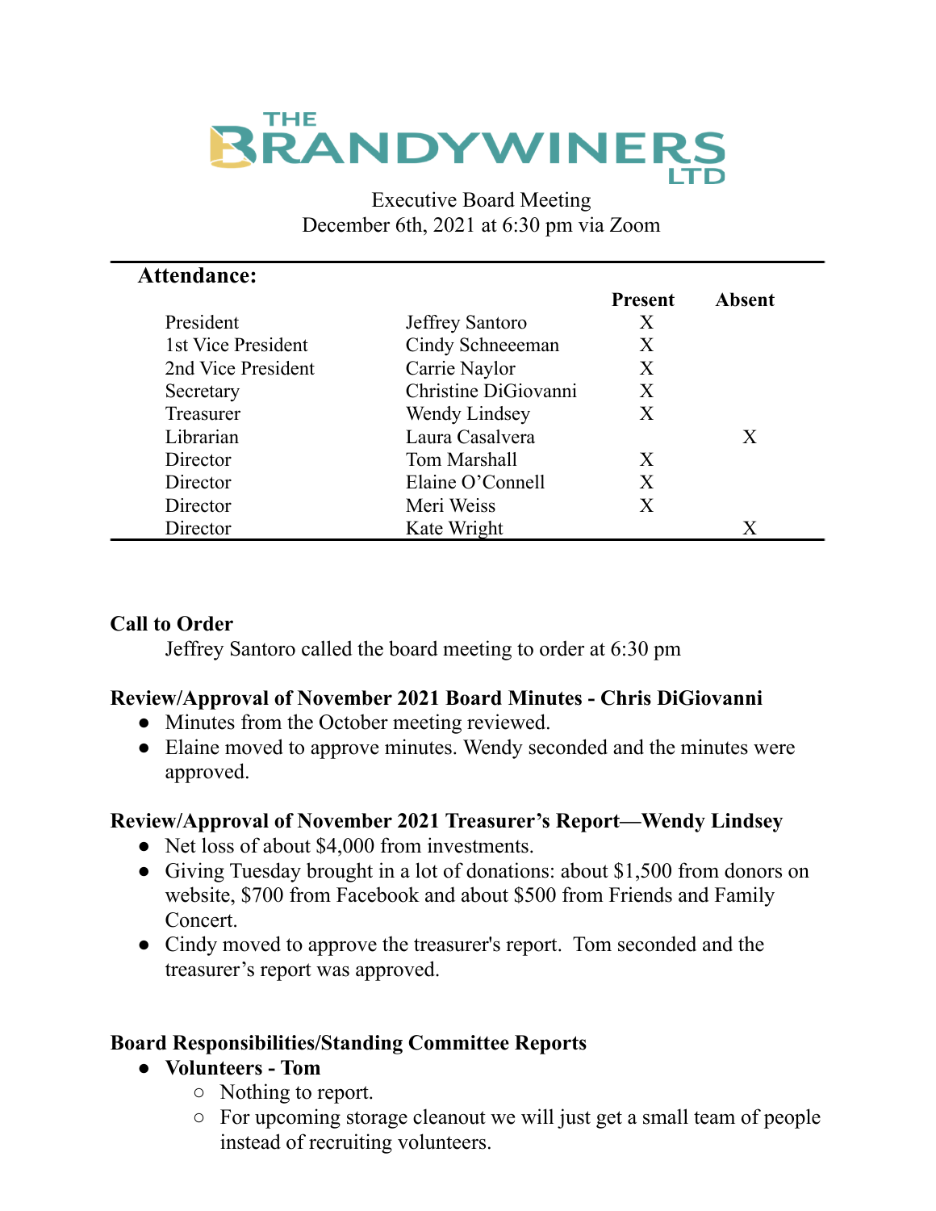# THE BRANDYWINERS LTD

Executive Board Meeting
December 6th, 2021 at 6:30 pm via Zoom

**Attendance:**

| | | Present | Absent |
|---|---|---|---|
| President | Jeffrey Santoro | X | |
| 1st Vice President | Cindy Schneeeman | X | |
| 2nd Vice President | Carrie Naylor | X | |
| Secretary | Christine DiGiovanni | X | |
| Treasurer | Wendy Lindsey | X | |
| Librarian | Laura Casalvera | | X |
| Director | Tom Marshall | X | |
| Director | Elaine O'Connell | X | |
| Director | Meri Weiss | X | |
| Director | Kate Wright | | X |

**Call to Order**

Jeffrey Santoro called the board meeting to order at 6:30 pm

**Review/Approval of November 2021 Board Minutes - Chris DiGiovanni**

- Minutes from the October meeting reviewed.
- Elaine moved to approve minutes. Wendy seconded and the minutes were approved.

**Review/Approval of November 2021 Treasurer's Report—Wendy Lindsey**

- Net loss of about $4,000 from investments.
- Giving Tuesday brought in a lot of donations: about $1,500 from donors on website, $700 from Facebook and about $500 from Friends and Family Concert.
- Cindy moved to approve the treasurer's report. Tom seconded and the treasurer's report was approved.

**Board Responsibilities/Standing Committee Reports**

- **Volunteers - Tom**
  - Nothing to report.
  - For upcoming storage cleanout we will just get a small team of people instead of recruiting volunteers.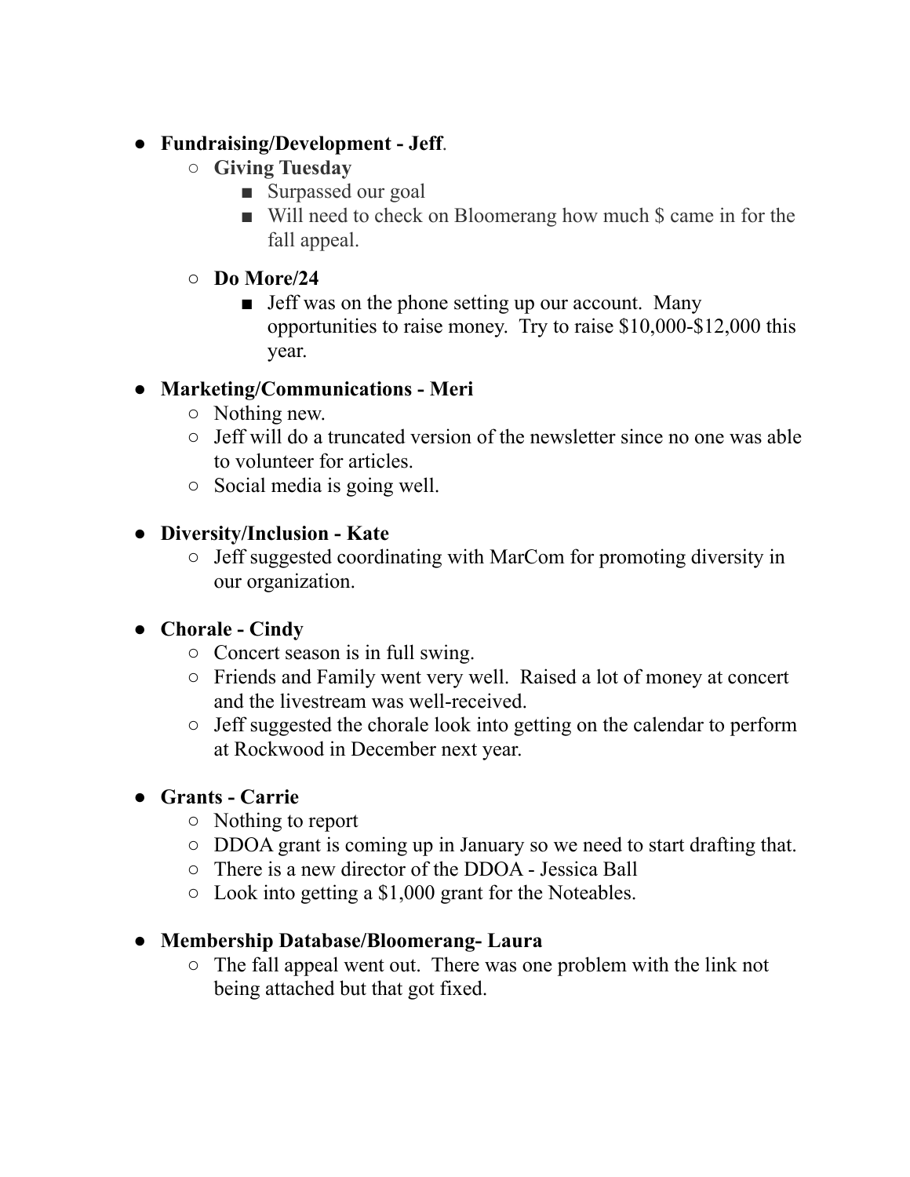- **Fundraising/Development - Jeff**.
    - **Giving Tuesday**
        - Surpassed our goal
        - Will need to check on Bloomerang how much $ came in for the fall appeal.
    - **Do More/24**
        - Jeff was on the phone setting up our account. Many opportunities to raise money. Try to raise $10,000-$12,000 this year.
- **Marketing/Communications - Meri**
    - Nothing new.
    - Jeff will do a truncated version of the newsletter since no one was able to volunteer for articles.
    - Social media is going well.
- **Diversity/Inclusion - Kate**
    - Jeff suggested coordinating with MarCom for promoting diversity in our organization.
- **Chorale - Cindy**
    - Concert season is in full swing.
    - Friends and Family went very well. Raised a lot of money at concert and the livestream was well-received.
    - Jeff suggested the chorale look into getting on the calendar to perform at Rockwood in December next year.
- **Grants - Carrie**
    - Nothing to report
    - DDOA grant is coming up in January so we need to start drafting that.
    - There is a new director of the DDOA - Jessica Ball
    - Look into getting a $1,000 grant for the Noteables.
- **Membership Database/Bloomerang- Laura**
    - The fall appeal went out. There was one problem with the link not being attached but that got fixed.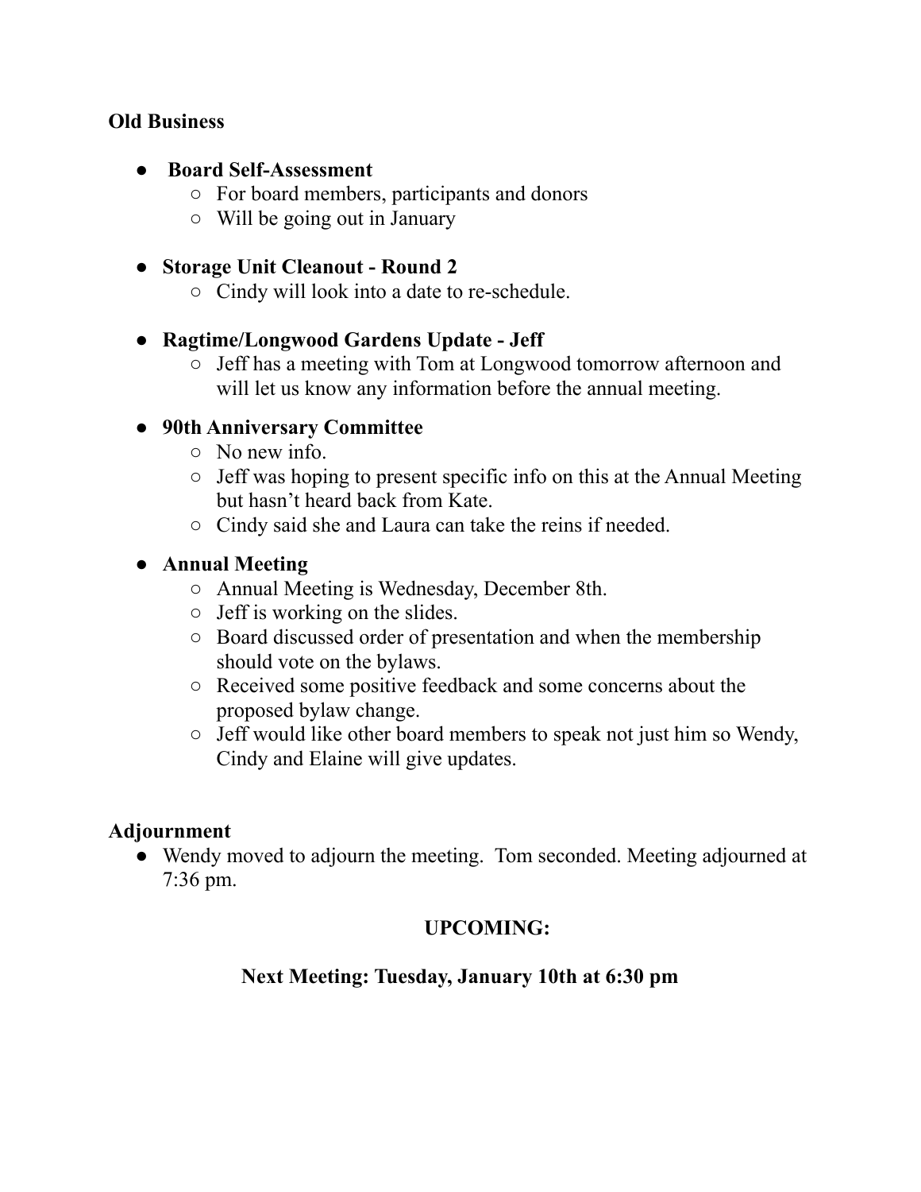**Old Business**

- **Board Self-Assessment**
    - For board members, participants and donors
    - Will be going out in January

- **Storage Unit Cleanout - Round 2**
    - Cindy will look into a date to re-schedule.

- **Ragtime/Longwood Gardens Update - Jeff**
    - Jeff has a meeting with Tom at Longwood tomorrow afternoon and will let us know any information before the annual meeting.

- **90th Anniversary Committee**
    - No new info.
    - Jeff was hoping to present specific info on this at the Annual Meeting but hasn't heard back from Kate.
    - Cindy said she and Laura can take the reins if needed.

- **Annual Meeting**
    - Annual Meeting is Wednesday, December 8th.
    - Jeff is working on the slides.
    - Board discussed order of presentation and when the membership should vote on the bylaws.
    - Received some positive feedback and some concerns about the proposed bylaw change.
    - Jeff would like other board members to speak not just him so Wendy, Cindy and Elaine will give updates.

**Adjournment**

- Wendy moved to adjourn the meeting. Tom seconded. Meeting adjourned at 7:36 pm.

**UPCOMING:**

**Next Meeting: Tuesday, January 10th at 6:30 pm**